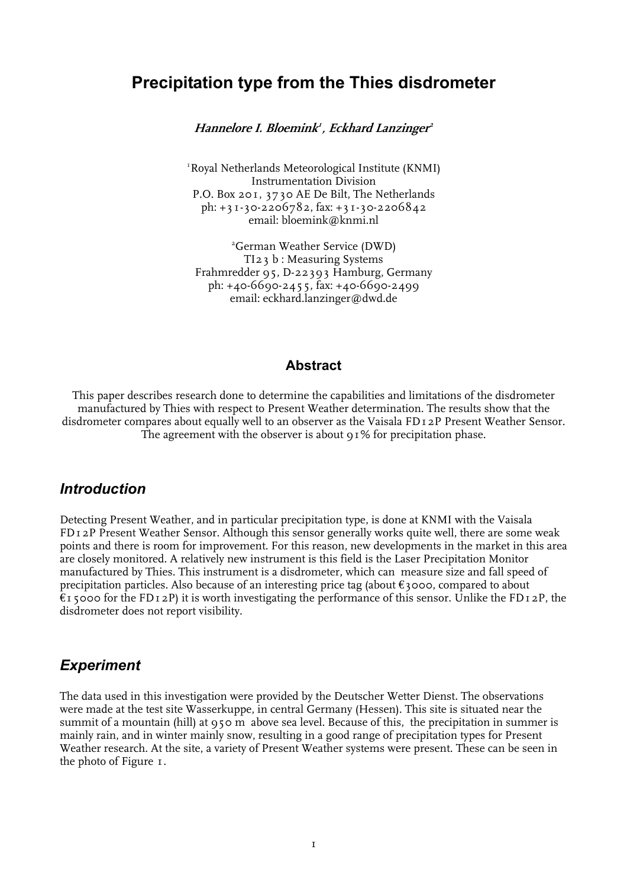# Precipitation type from the Thies disdrometer

***Hannelore I. Bloemink*[1]*, Eckhard Lanzinger*[2]**

[1]Royal Netherlands Meteorological Institute (KNMI)
Instrumentation Division
P.O. Box 201, 3730 AE De Bilt, The Netherlands
ph: +31-30-2206782, fax: +31-30-2206842
email: bloemink@knmi.nl

[2]German Weather Service (DWD)
TI23 b : Measuring Systems
Frahmredder 95, D-22393 Hamburg, Germany
ph: +40-6690-2455, fax: +40-6690-2499
email: eckhard.lanzinger@dwd.de

## Abstract

This paper describes research done to determine the capabilities and limitations of the disdrometer manufactured by Thies with respect to Present Weather determination. The results show that the disdrometer compares about equally well to an observer as the Vaisala FD12P Present Weather Sensor. The agreement with the observer is about 91% for precipitation phase.

## *Introduction*

Detecting Present Weather, and in particular precipitation type, is done at KNMI with the Vaisala FD12P Present Weather Sensor. Although this sensor generally works quite well, there are some weak points and there is room for improvement. For this reason, new developments in the market in this area are closely monitored. A relatively new instrument is this field is the Laser Precipitation Monitor manufactured by Thies. This instrument is a disdrometer, which can measure size and fall speed of precipitation particles. Also because of an interesting price tag (about €3000, compared to about €15000 for the FD12P) it is worth investigating the performance of this sensor. Unlike the FD12P, the disdrometer does not report visibility.

## *Experiment*

The data used in this investigation were provided by the Deutscher Wetter Dienst. The observations were made at the test site Wasserkuppe, in central Germany (Hessen). This site is situated near the summit of a mountain (hill) at 950 m above sea level. Because of this, the precipitation in summer is mainly rain, and in winter mainly snow, resulting in a good range of precipitation types for Present Weather research. At the site, a variety of Present Weather systems were present. These can be seen in the photo of Figure 1.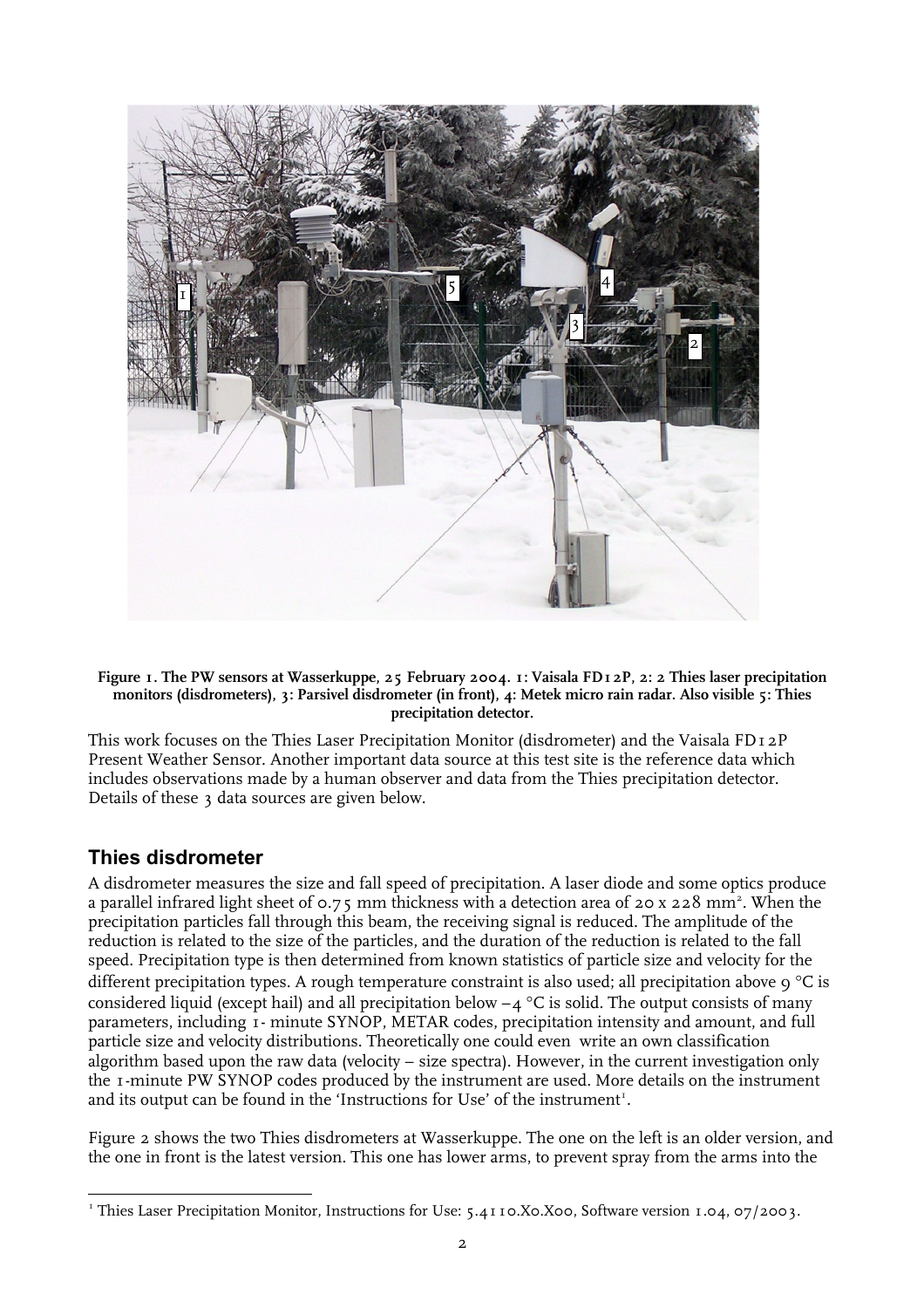**Figure 1. The PW sensors at Wasserkuppe, 25 February 2004. 1: Vaisala FD12P, 2: 2 Thies laser precipitation monitors (disdrometers), 3: Parsivel disdrometer (in front), 4: Metek micro rain radar. Also visible 5: Thies precipitation detector.**

This work focuses on the Thies Laser Precipitation Monitor (disdrometer) and the Vaisala FD12P Present Weather Sensor. Another important data source at this test site is the reference data which includes observations made by a human observer and data from the Thies precipitation detector. Details of these 3 data sources are given below.

## Thies disdrometer

A disdrometer measures the size and fall speed of precipitation. A laser diode and some optics produce a parallel infrared light sheet of 0.75 mm thickness with a detection area of 20 x 228 $mm^2$. When the precipitation particles fall through this beam, the receiving signal is reduced. The amplitude of the reduction is related to the size of the particles, and the duration of the reduction is related to the fall speed. Precipitation type is then determined from known statistics of particle size and velocity for the different precipitation types. A rough temperature constraint is also used; all precipitation above 9 °C is considered liquid (except hail) and all precipitation below −4 °C is solid. The output consists of many parameters, including 1- minute SYNOP, METAR codes, precipitation intensity and amount, and full particle size and velocity distributions. Theoretically one could even write an own classification algorithm based upon the raw data (velocity – size spectra). However, in the current investigation only the 1-minute PW SYNOP codes produced by the instrument are used. More details on the instrument and its output can be found in the 'Instructions for Use' of the instrument[1].

Figure 2 shows the two Thies disdrometers at Wasserkuppe. The one on the left is an older version, and the one in front is the latest version. This one has lower arms, to prevent spray from the arms into the

[1] Thies Laser Precipitation Monitor, Instructions for Use: 5.4110.X0.X00, Software version 1.04, 07/2003.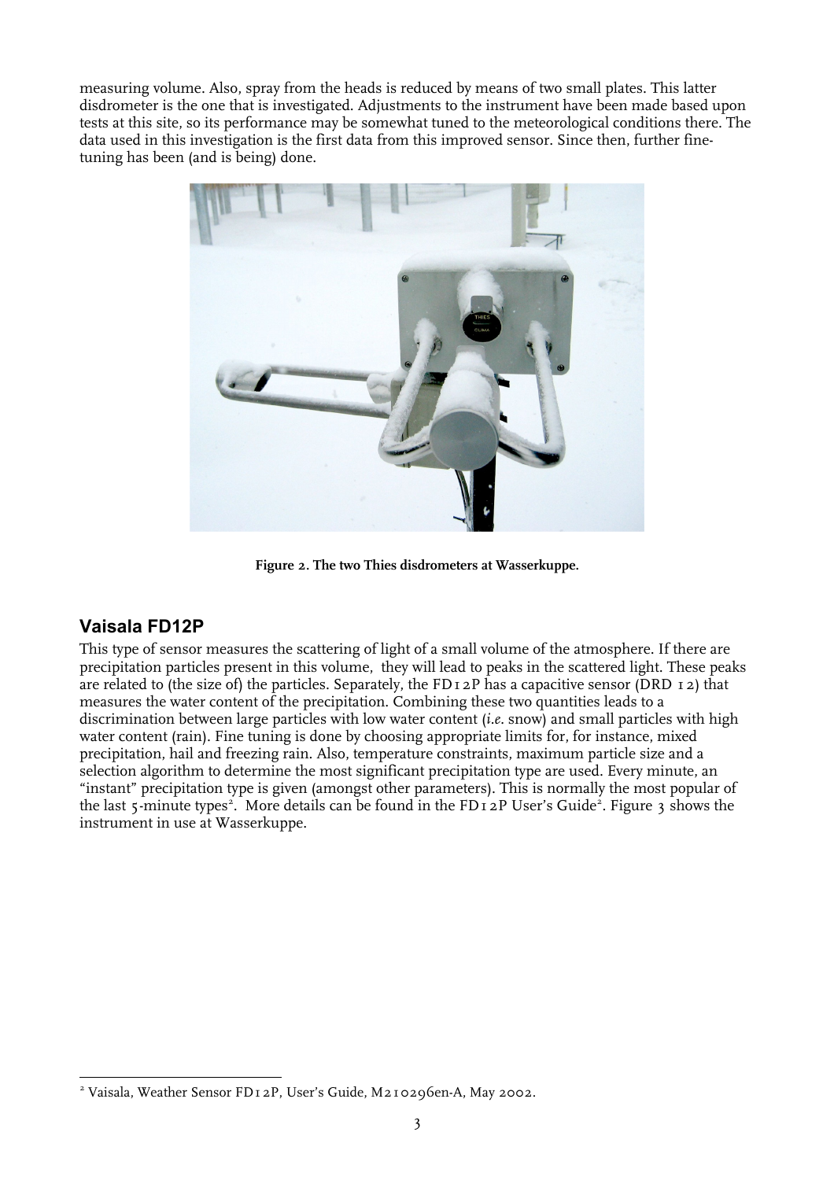measuring volume. Also, spray from the heads is reduced by means of two small plates. This latter disdrometer is the one that is investigated. Adjustments to the instrument have been made based upon tests at this site, so its performance may be somewhat tuned to the meteorological conditions there. The data used in this investigation is the first data from this improved sensor. Since then, further fine-tuning has been (and is being) done.

**Figure 2. The two Thies disdrometers at Wasserkuppe.**

## Vaisala FD12P

This type of sensor measures the scattering of light of a small volume of the atmosphere. If there are precipitation particles present in this volume, they will lead to peaks in the scattered light. These peaks are related to (the size of) the particles. Separately, the FD12P has a capacitive sensor (DRD 12) that measures the water content of the precipitation. Combining these two quantities leads to a discrimination between large particles with low water content (*i.e.* snow) and small particles with high water content (rain). Fine tuning is done by choosing appropriate limits for, for instance, mixed precipitation, hail and freezing rain. Also, temperature constraints, maximum particle size and a selection algorithm to determine the most significant precipitation type are used. Every minute, an "instant" precipitation type is given (amongst other parameters). This is normally the most popular of the last 5-minute types[2]. More details can be found in the FD12P User's Guide[2]. Figure 3 shows the instrument in use at Wasserkuppe.

[2] Vaisala, Weather Sensor FD12P, User's Guide, M210296en-A, May 2002.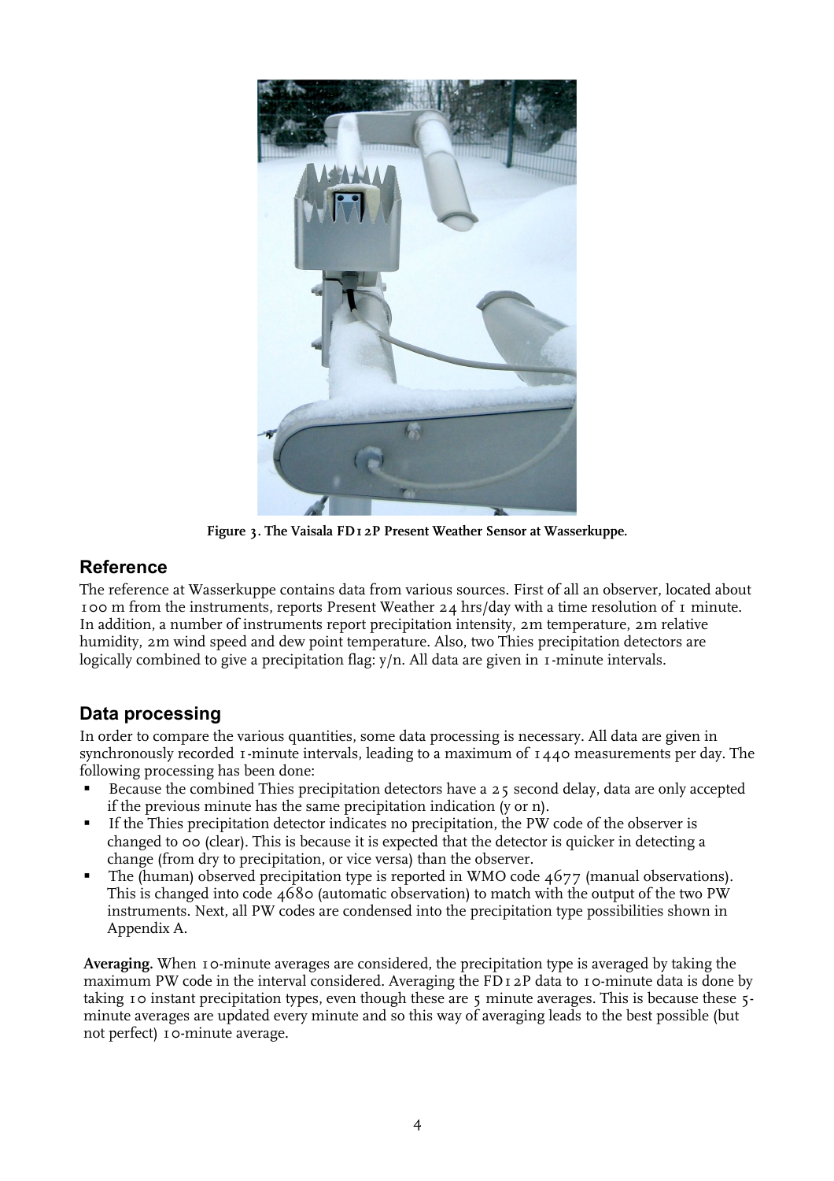Figure 3. The Vaisala FD12P Present Weather Sensor at Wasserkuppe.

## Reference

The reference at Wasserkuppe contains data from various sources. First of all an observer, located about 100 m from the instruments, reports Present Weather 24 hrs/day with a time resolution of 1 minute. In addition, a number of instruments report precipitation intensity, 2m temperature, 2m relative humidity, 2m wind speed and dew point temperature. Also, two Thies precipitation detectors are logically combined to give a precipitation flag: y/n. All data are given in 1-minute intervals.

## Data processing

In order to compare the various quantities, some data processing is necessary. All data are given in synchronously recorded 1-minute intervals, leading to a maximum of 1440 measurements per day. The following processing has been done:

- Because the combined Thies precipitation detectors have a 25 second delay, data are only accepted if the previous minute has the same precipitation indication (y or n).
- If the Thies precipitation detector indicates no precipitation, the PW code of the observer is changed to 00 (clear). This is because it is expected that the detector is quicker in detecting a change (from dry to precipitation, or vice versa) than the observer.
- The (human) observed precipitation type is reported in WMO code 4677 (manual observations). This is changed into code 4680 (automatic observation) to match with the output of the two PW instruments. Next, all PW codes are condensed into the precipitation type possibilities shown in Appendix A.

**Averaging.** When 10-minute averages are considered, the precipitation type is averaged by taking the maximum PW code in the interval considered. Averaging the FD12P data to 10-minute data is done by taking 10 instant precipitation types, even though these are 5 minute averages. This is because these 5-minute averages are updated every minute and so this way of averaging leads to the best possible (but not perfect) 10-minute average.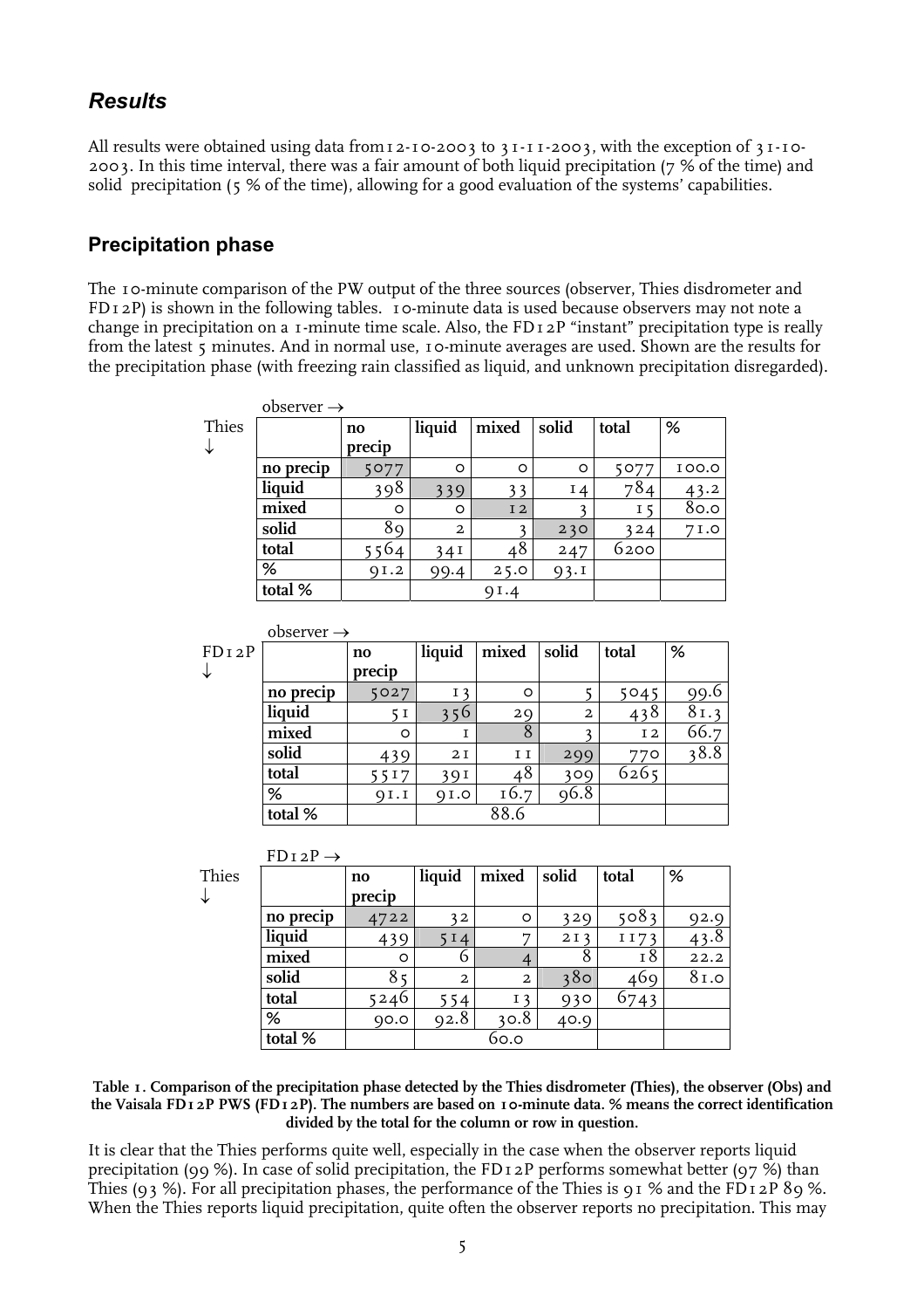## *Results*

All results were obtained using data from 12-10-2003 to 31-11-2003, with the exception of 31-10-2003. In this time interval, there was a fair amount of both liquid precipitation (7 % of the time) and solid precipitation (5 % of the time), allowing for a good evaluation of the systems' capabilities.

### Precipitation phase

The 10-minute comparison of the PW output of the three sources (observer, Thies disdrometer and FD12P) is shown in the following tables. 10-minute data is used because observers may not note a change in precipitation on a 1-minute time scale. Also, the FD12P "instant" precipitation type is really from the latest 5 minutes. And in normal use, 10-minute averages are used. Shown are the results for the precipitation phase (with freezing rain classified as liquid, and unknown precipitation disregarded).

Thies ↓ / observer →

| | no precip | liquid | mixed | solid | total | % |
|---|---|---|---|---|---|---|
| no precip | 5077 | 0 | 0 | 0 | 5077 | 100.0 |
| liquid | 398 | 339 | 33 | 14 | 784 | 43.2 |
| mixed | 0 | 0 | 12 | 3 | 15 | 80.0 |
| solid | 89 | 2 | 3 | 230 | 324 | 71.0 |
| total | 5564 | 341 | 48 | 247 | 6200 | |
| % | 91.2 | 99.4 | 25.0 | 93.1 | | |
| total % | | | 91.4 | | | |

FD12P ↓ / observer →

| | no precip | liquid | mixed | solid | total | % |
|---|---|---|---|---|---|---|
| no precip | 5027 | 13 | 0 | 5 | 5045 | 99.6 |
| liquid | 51 | 356 | 29 | 2 | 438 | 81.3 |
| mixed | 0 | 1 | 8 | 3 | 12 | 66.7 |
| solid | 439 | 21 | 11 | 299 | 770 | 38.8 |
| total | 5517 | 391 | 48 | 309 | 6265 | |
| % | 91.1 | 91.0 | 16.7 | 96.8 | | |
| total % | | | 88.6 | | | |

Thies ↓ / FD12P →

| | no precip | liquid | mixed | solid | total | % |
|---|---|---|---|---|---|---|
| no precip | 4722 | 32 | 0 | 329 | 5083 | 92.9 |
| liquid | 439 | 514 | 7 | 213 | 1173 | 43.8 |
| mixed | 0 | 6 | 4 | 8 | 18 | 22.2 |
| solid | 85 | 2 | 2 | 380 | 469 | 81.0 |
| total | 5246 | 554 | 13 | 930 | 6743 | |
| % | 90.0 | 92.8 | 30.8 | 40.9 | | |
| total % | | | 60.0 | | | |

**Table 1. Comparison of the precipitation phase detected by the Thies disdrometer (Thies), the observer (Obs) and the Vaisala FD12P PWS (FD12P). The numbers are based on 10-minute data. % means the correct identification divided by the total for the column or row in question.**

It is clear that the Thies performs quite well, especially in the case when the observer reports liquid precipitation (99 %). In case of solid precipitation, the FD12P performs somewhat better (97 %) than Thies (93 %). For all precipitation phases, the performance of the Thies is 91 % and the FD12P 89 %. When the Thies reports liquid precipitation, quite often the observer reports no precipitation. This may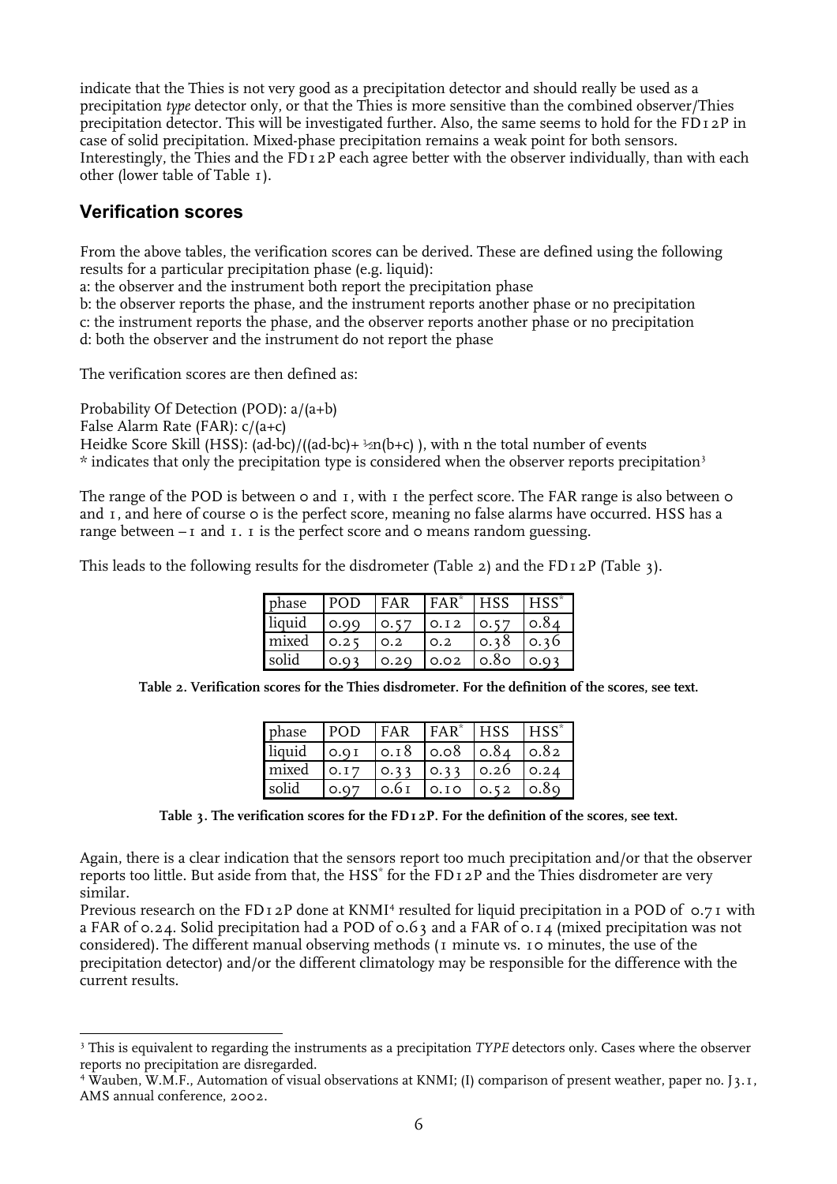indicate that the Thies is not very good as a precipitation detector and should really be used as a precipitation *type* detector only, or that the Thies is more sensitive than the combined observer/Thies precipitation detector. This will be investigated further. Also, the same seems to hold for the FD12P in case of solid precipitation. Mixed-phase precipitation remains a weak point for both sensors. Interestingly, the Thies and the FD12P each agree better with the observer individually, than with each other (lower table of Table 1).

## Verification scores

From the above tables, the verification scores can be derived. These are defined using the following results for a particular precipitation phase (e.g. liquid):

a: the observer and the instrument both report the precipitation phase
b: the observer reports the phase, and the instrument reports another phase or no precipitation
c: the instrument reports the phase, and the observer reports another phase or no precipitation
d: both the observer and the instrument do not report the phase

The verification scores are then defined as:

Probability Of Detection (POD): $a/(a+b)$
False Alarm Rate (FAR): $c/(a+c)$
Heidke Score Skill (HSS): $(ad-bc)/((ad-bc)+ \frac{1}{2}n(b+c))$, with n the total number of events
* indicates that only the precipitation type is considered when the observer reports precipitation[3]

The range of the POD is between 0 and 1, with 1 the perfect score. The FAR range is also between 0 and 1, and here of course 0 is the perfect score, meaning no false alarms have occurred. HSS has a range between –1 and 1. 1 is the perfect score and 0 means random guessing.

This leads to the following results for the disdrometer (Table 2) and the FD12P (Table 3).

| phase | POD | FAR | FAR* | HSS | HSS* |
|---|---|---|---|---|---|
| liquid | 0.99 | 0.57 | 0.12 | 0.57 | 0.84 |
| mixed | 0.25 | 0.2 | 0.2 | 0.38 | 0.36 |
| solid | 0.93 | 0.29 | 0.02 | 0.80 | 0.93 |

**Table 2. Verification scores for the Thies disdrometer. For the definition of the scores, see text.**

| phase | POD | FAR | FAR* | HSS | HSS* |
|---|---|---|---|---|---|
| liquid | 0.91 | 0.18 | 0.08 | 0.84 | 0.82 |
| mixed | 0.17 | 0.33 | 0.33 | 0.26 | 0.24 |
| solid | 0.97 | 0.61 | 0.10 | 0.52 | 0.89 |

**Table 3. The verification scores for the FD12P. For the definition of the scores, see text.**

Again, there is a clear indication that the sensors report too much precipitation and/or that the observer reports too little. But aside from that, the HSS* for the FD12P and the Thies disdrometer are very similar.
Previous research on the FD12P done at KNMI[4] resulted for liquid precipitation in a POD of 0.71 with a FAR of 0.24. Solid precipitation had a POD of 0.63 and a FAR of 0.14 (mixed precipitation was not considered). The different manual observing methods (1 minute vs. 10 minutes, the use of the precipitation detector) and/or the different climatology may be responsible for the difference with the current results.

---

[3] This is equivalent to regarding the instruments as a precipitation *TYPE* detectors only. Cases where the observer reports no precipitation are disregarded.

[4] Wauben, W.M.F., Automation of visual observations at KNMI; (I) comparison of present weather, paper no. J3.1, AMS annual conference, 2002.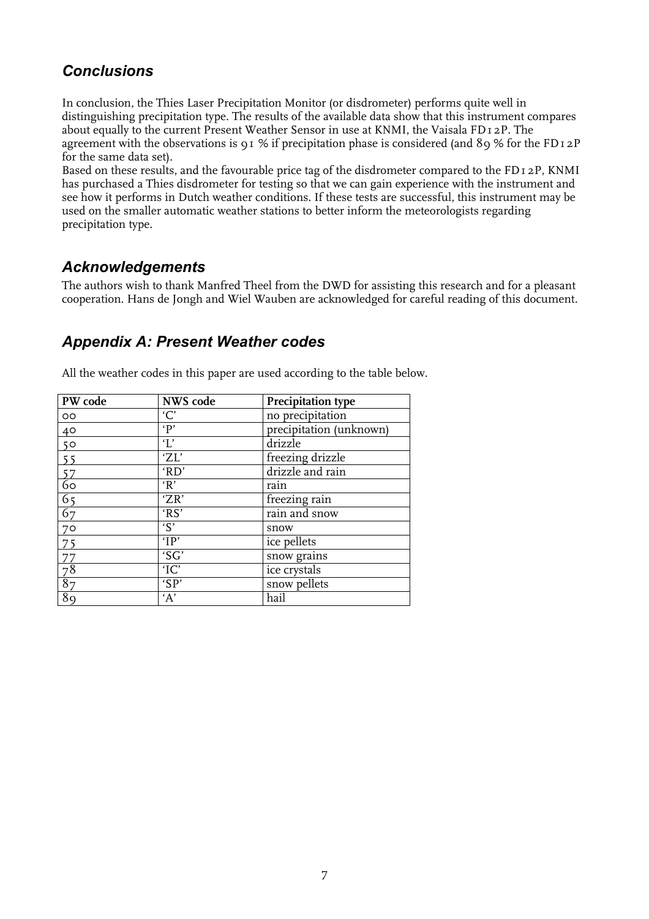## *Conclusions*

In conclusion, the Thies Laser Precipitation Monitor (or disdrometer) performs quite well in distinguishing precipitation type. The results of the available data show that this instrument compares about equally to the current Present Weather Sensor in use at KNMI, the Vaisala FD12P. The agreement with the observations is 91 % if precipitation phase is considered (and 89 % for the FD12P for the same data set).
Based on these results, and the favourable price tag of the disdrometer compared to the FD12P, KNMI has purchased a Thies disdrometer for testing so that we can gain experience with the instrument and see how it performs in Dutch weather conditions. If these tests are successful, this instrument may be used on the smaller automatic weather stations to better inform the meteorologists regarding precipitation type.

## *Acknowledgements*

The authors wish to thank Manfred Theel from the DWD for assisting this research and for a pleasant cooperation. Hans de Jongh and Wiel Wauben are acknowledged for careful reading of this document.

## *Appendix A: Present Weather codes*

All the weather codes in this paper are used according to the table below.

| PW code | NWS code | Precipitation type |
|---|---|---|
| 00 | 'C' | no precipitation |
| 40 | 'P' | precipitation (unknown) |
| 50 | 'L' | drizzle |
| 55 | 'ZL' | freezing drizzle |
| 57 | 'RD' | drizzle and rain |
| 60 | 'R' | rain |
| 65 | 'ZR' | freezing rain |
| 67 | 'RS' | rain and snow |
| 70 | 'S' | snow |
| 75 | 'IP' | ice pellets |
| 77 | 'SG' | snow grains |
| 78 | 'IC' | ice crystals |
| 87 | 'SP' | snow pellets |
| 89 | 'A' | hail |